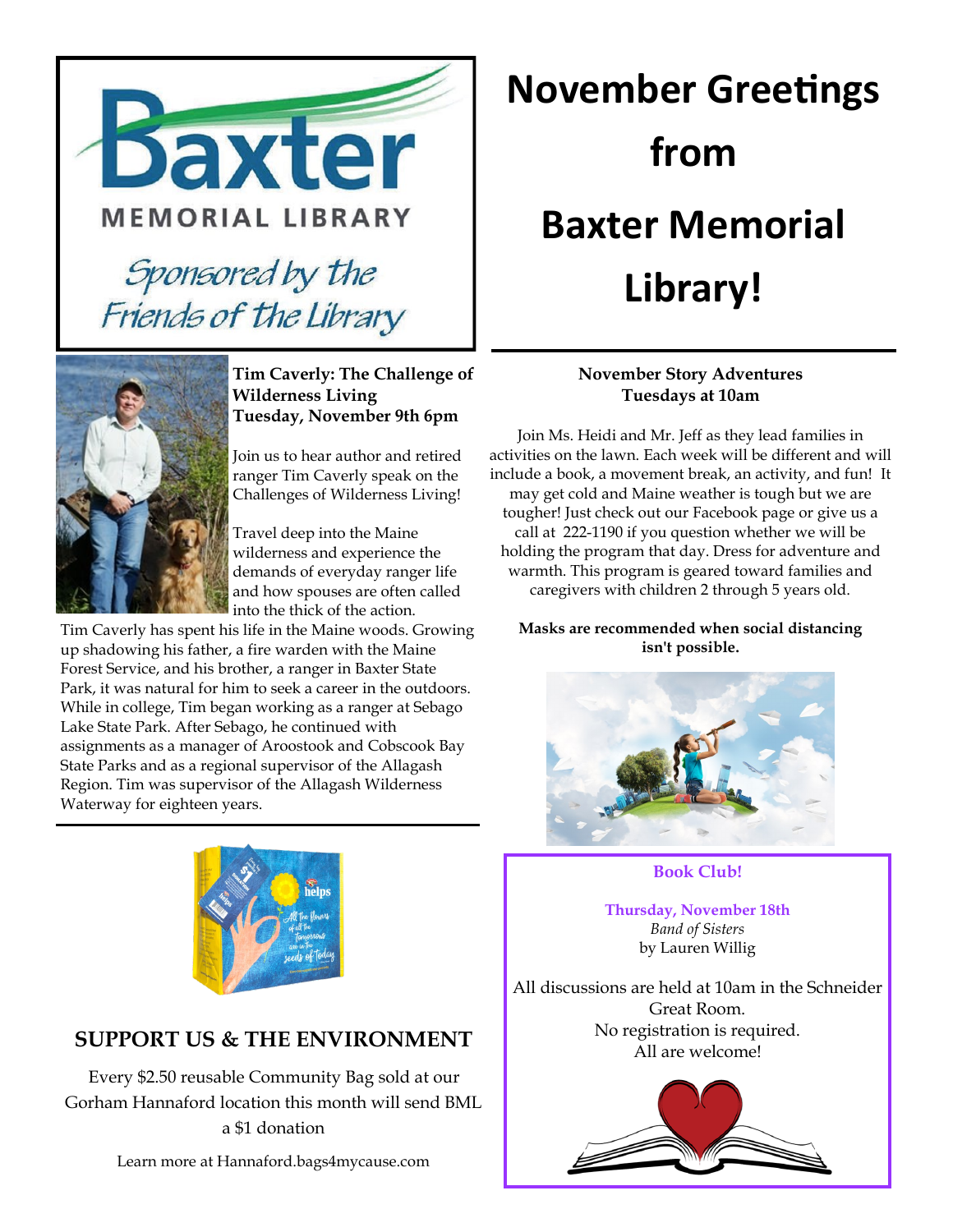Baxter

MEMORIAL LIBRARY

*Sponsored by the Friends of the Library*

# November Greetings from Baxter Memorial Library!

**Tim Caverly: The Challenge of Wilderness Living**
**Tuesday, November 9th 6pm**

Join us to hear author and retired ranger Tim Caverly speak on the Challenges of Wilderness Living!

Travel deep into the Maine wilderness and experience the demands of everyday ranger life and how spouses are often called into the thick of the action.

Tim Caverly has spent his life in the Maine woods. Growing up shadowing his father, a fire warden with the Maine Forest Service, and his brother, a ranger in Baxter State Park, it was natural for him to seek a career in the outdoors. While in college, Tim began working as a ranger at Sebago Lake State Park. After Sebago, he continued with assignments as a manager of Aroostook and Cobscook Bay State Parks and as a regional supervisor of the Allagash Region. Tim was supervisor of the Allagash Wilderness Waterway for eighteen years.

**November Story Adventures**
**Tuesdays at 10am**

Join Ms. Heidi and Mr. Jeff as they lead families in activities on the lawn. Each week will be different and will include a book, a movement break, an activity, and fun! It may get cold and Maine weather is tough but we are tougher! Just check out our Facebook page or give us a call at 222-1190 if you question whether we will be holding the program that day. Dress for adventure and warmth. This program is geared toward families and caregivers with children 2 through 5 years old.

**Masks are recommended when social distancing isn't possible.**

## SUPPORT US & THE ENVIRONMENT

Every $2.50 reusable Community Bag sold at our Gorham Hannaford location this month will send BML a $1 donation

Learn more at Hannaford.bags4mycause.com

**Book Club!**

**Thursday, November 18th**
*Band of Sisters*
by Lauren Willig

All discussions are held at 10am in the Schneider Great Room.
No registration is required.
All are welcome!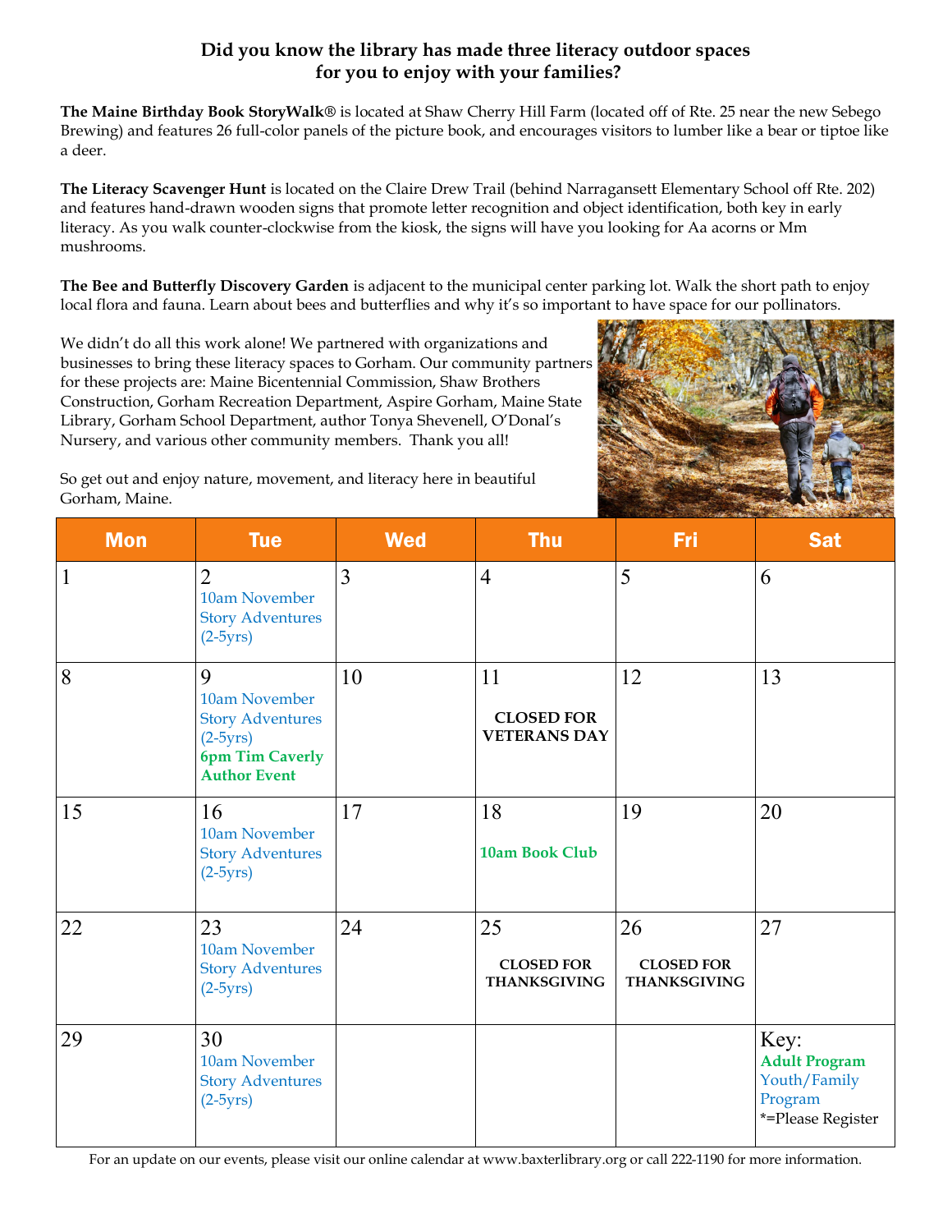**Did you know the library has made three literacy outdoor spaces for you to enjoy with your families?**

**The Maine Birthday Book StoryWalk®** is located at Shaw Cherry Hill Farm (located off of Rte. 25 near the new Sebego Brewing) and features 26 full-color panels of the picture book, and encourages visitors to lumber like a bear or tiptoe like a deer.

**The Literacy Scavenger Hunt** is located on the Claire Drew Trail (behind Narragansett Elementary School off Rte. 202) and features hand-drawn wooden signs that promote letter recognition and object identification, both key in early literacy. As you walk counter-clockwise from the kiosk, the signs will have you looking for Aa acorns or Mm mushrooms.

**The Bee and Butterfly Discovery Garden** is adjacent to the municipal center parking lot. Walk the short path to enjoy local flora and fauna. Learn about bees and butterflies and why it's so important to have space for our pollinators.

We didn't do all this work alone! We partnered with organizations and businesses to bring these literacy spaces to Gorham. Our community partners for these projects are: Maine Bicentennial Commission, Shaw Brothers Construction, Gorham Recreation Department, Aspire Gorham, Maine State Library, Gorham School Department, author Tonya Shevenell, O'Donal's Nursery, and various other community members. Thank you all!

So get out and enjoy nature, movement, and literacy here in beautiful Gorham, Maine.

| Mon | Tue | Wed | Thu | Fri | Sat |
|---|---|---|---|---|---|
| 1 | 2<br>10am November Story Adventures (2-5yrs) | 3 | 4 | 5 | 6 |
| 8 | 9<br>10am November Story Adventures (2-5yrs)<br>**6pm Tim Caverly Author Event** | 10 | 11<br>**CLOSED FOR VETERANS DAY** | 12 | 13 |
| 15 | 16<br>10am November Story Adventures (2-5yrs) | 17 | 18<br>**10am Book Club** | 19 | 20 |
| 22 | 23<br>10am November Story Adventures (2-5yrs) | 24 | 25<br>**CLOSED FOR THANKSGIVING** | 26<br>**CLOSED FOR THANKSGIVING** | 27 |
| 29 | 30<br>10am November Story Adventures (2-5yrs) | | | | Key:<br>**Adult Program**<br>Youth/Family Program<br>*=Please Register |

For an update on our events, please visit our online calendar at www.baxterlibrary.org or call 222-1190 for more information.